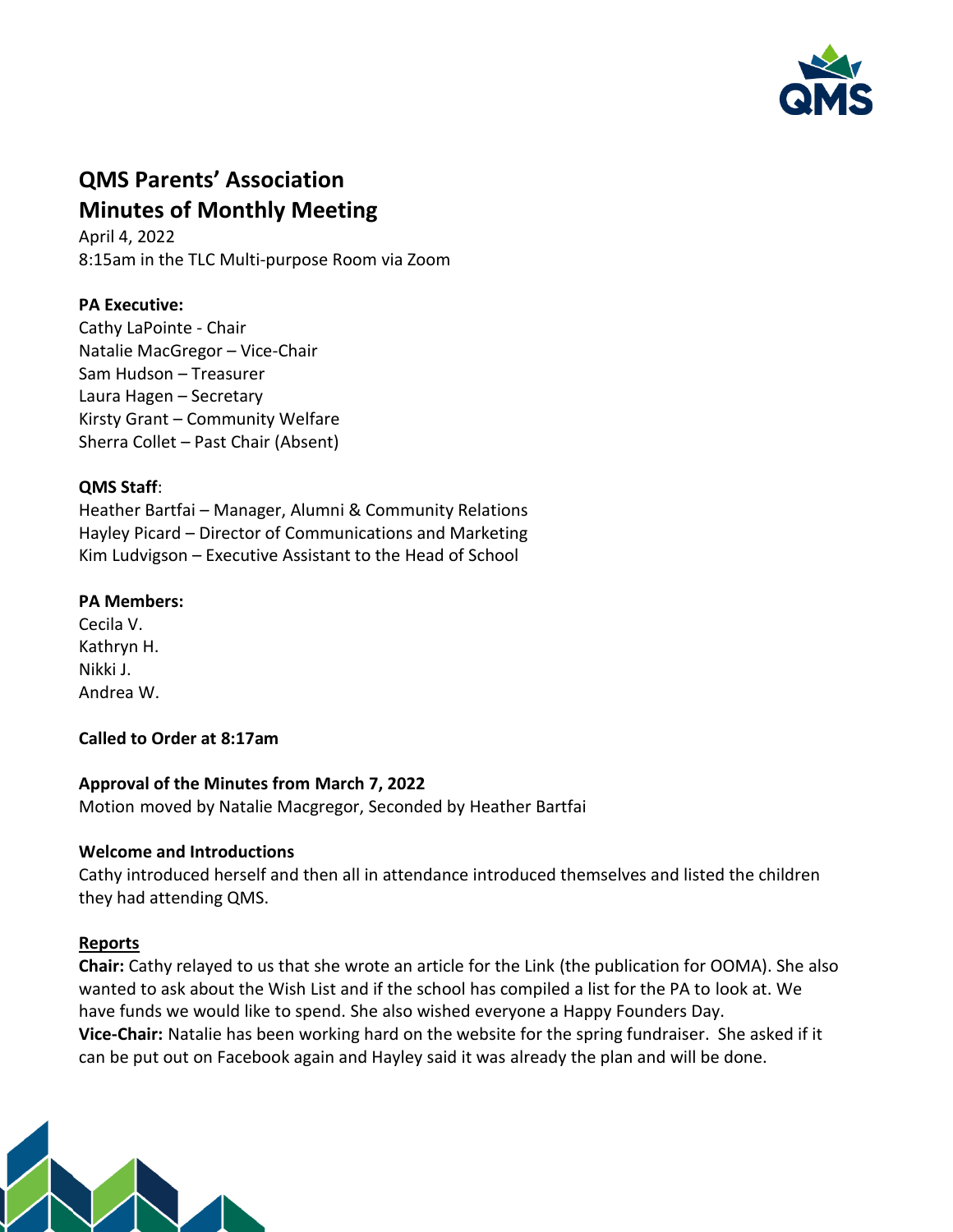# QMS Parents' Association
## Minutes of Monthly Meeting

April 4, 2022
8:15am in the TLC Multi-purpose Room via Zoom

**PA Executive:**
Cathy LaPointe - Chair
Natalie MacGregor – Vice-Chair
Sam Hudson – Treasurer
Laura Hagen – Secretary
Kirsty Grant – Community Welfare
Sherra Collet – Past Chair (Absent)

**QMS Staff**:
Heather Bartfai – Manager, Alumni & Community Relations
Hayley Picard – Director of Communications and Marketing
Kim Ludvigson – Executive Assistant to the Head of School

**PA Members:**
Cecila V.
Kathryn H.
Nikki J.
Andrea W.

**Called to Order at 8:17am**

**Approval of the Minutes from March 7, 2022**
Motion moved by Natalie Macgregor, Seconded by Heather Bartfai

**Welcome and Introductions**
Cathy introduced herself and then all in attendance introduced themselves and listed the children they had attending QMS.

**Reports**

**Chair:** Cathy relayed to us that she wrote an article for the Link (the publication for OOMA). She also wanted to ask about the Wish List and if the school has compiled a list for the PA to look at. We have funds we would like to spend. She also wished everyone a Happy Founders Day.
**Vice-Chair:** Natalie has been working hard on the website for the spring fundraiser. She asked if it can be put out on Facebook again and Hayley said it was already the plan and will be done.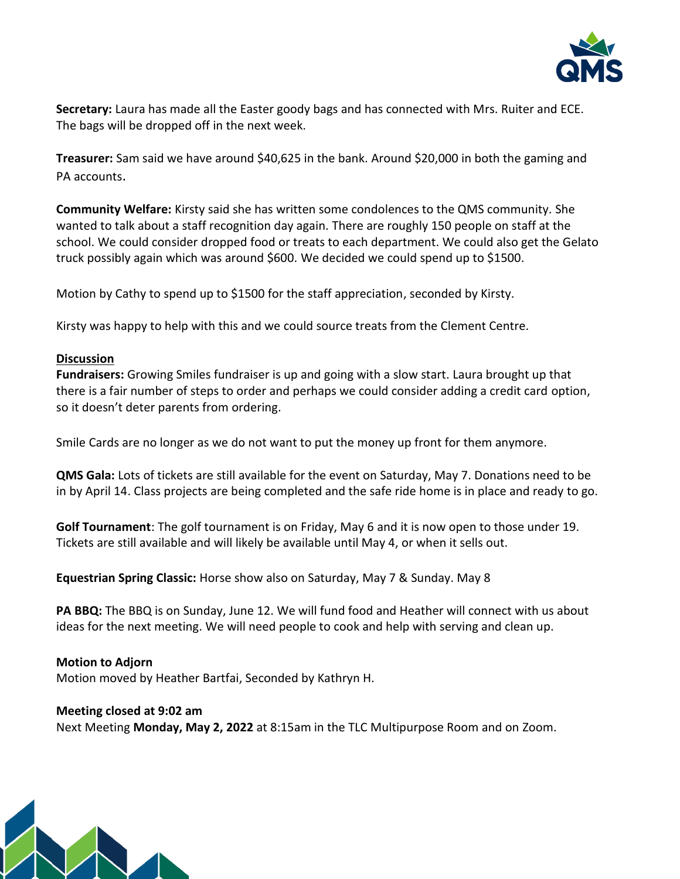**Secretary:** Laura has made all the Easter goody bags and has connected with Mrs. Ruiter and ECE. The bags will be dropped off in the next week.

**Treasurer:** Sam said we have around $40,625 in the bank. Around $20,000 in both the gaming and PA accounts.

**Community Welfare:** Kirsty said she has written some condolences to the QMS community. She wanted to talk about a staff recognition day again. There are roughly 150 people on staff at the school. We could consider dropped food or treats to each department. We could also get the Gelato truck possibly again which was around $600. We decided we could spend up to $1500.

Motion by Cathy to spend up to $1500 for the staff appreciation, seconded by Kirsty.

Kirsty was happy to help with this and we could source treats from the Clement Centre.

**Discussion**

**Fundraisers:** Growing Smiles fundraiser is up and going with a slow start. Laura brought up that there is a fair number of steps to order and perhaps we could consider adding a credit card option, so it doesn't deter parents from ordering.

Smile Cards are no longer as we do not want to put the money up front for them anymore.

**QMS Gala:** Lots of tickets are still available for the event on Saturday, May 7. Donations need to be in by April 14. Class projects are being completed and the safe ride home is in place and ready to go.

**Golf Tournament**: The golf tournament is on Friday, May 6 and it is now open to those under 19. Tickets are still available and will likely be available until May 4, or when it sells out.

**Equestrian Spring Classic:** Horse show also on Saturday, May 7 & Sunday. May 8

**PA BBQ:** The BBQ is on Sunday, June 12. We will fund food and Heather will connect with us about ideas for the next meeting. We will need people to cook and help with serving and clean up.

**Motion to Adjorn**
Motion moved by Heather Bartfai, Seconded by Kathryn H.

**Meeting closed at 9:02 am**
Next Meeting **Monday, May 2, 2022** at 8:15am in the TLC Multipurpose Room and on Zoom.